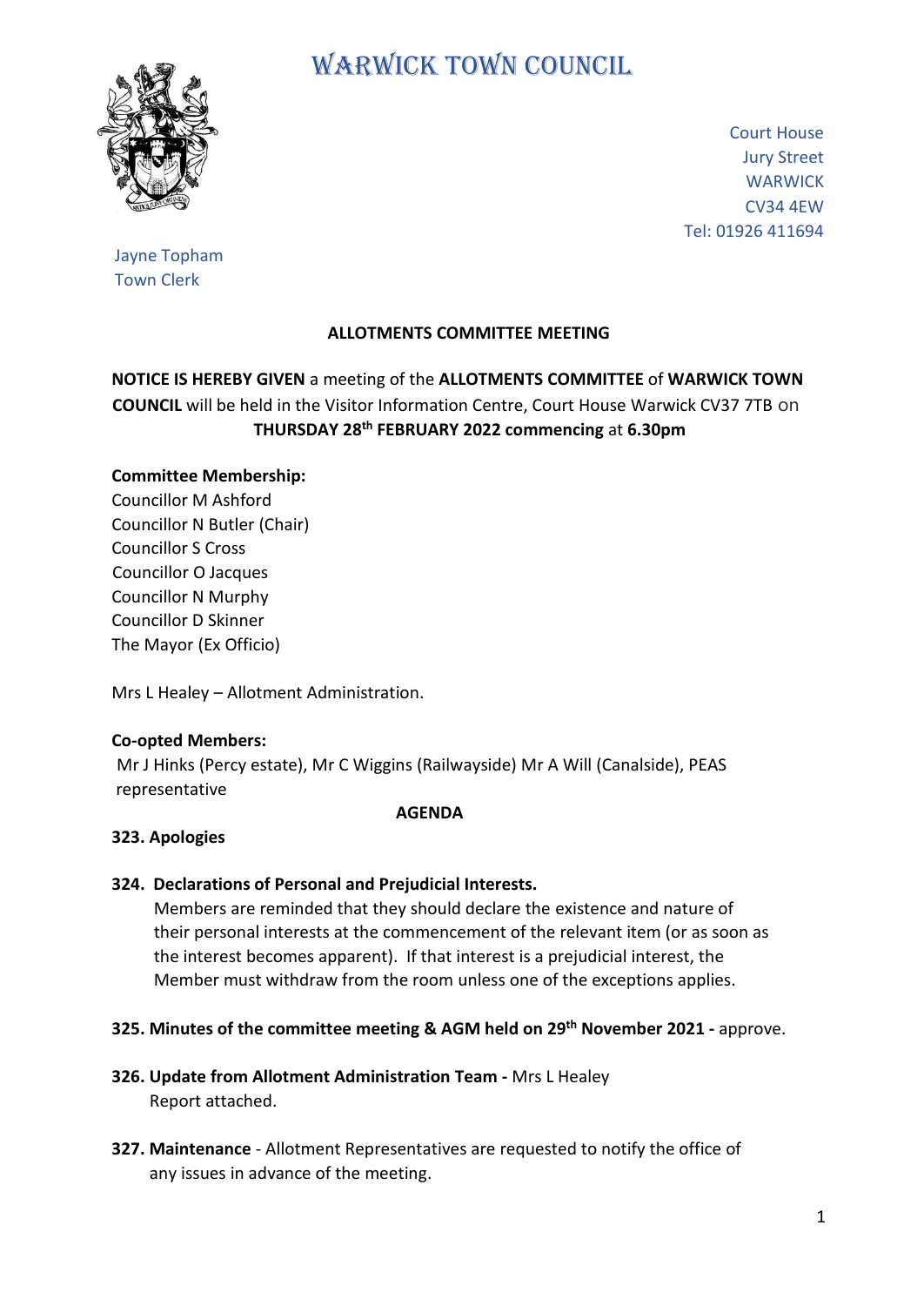# WARWICK TOWN COUNCIL

Court House
Jury Street
WARWICK
CV34 4EW
Tel: 01926 411694

Jayne Topham
Town Clerk

## ALLOTMENTS COMMITTEE MEETING

**NOTICE IS HEREBY GIVEN** a meeting of the **ALLOTMENTS COMMITTEE** of **WARWICK TOWN COUNCIL** will be held in the Visitor Information Centre, Court House Warwick CV37 7TB on **THURSDAY 28th FEBRUARY 2022 commencing** at **6.30pm**

**Committee Membership:**
Councillor M Ashford
Councillor N Butler (Chair)
Councillor S Cross
Councillor O Jacques
Councillor N Murphy
Councillor D Skinner
The Mayor (Ex Officio)

Mrs L Healey – Allotment Administration.

**Co-opted Members:**
Mr J Hinks (Percy estate), Mr C Wiggins (Railwayside) Mr A Will (Canalside), PEAS representative

**AGENDA**

**323. Apologies**

**324. Declarations of Personal and Prejudicial Interests.**
Members are reminded that they should declare the existence and nature of their personal interests at the commencement of the relevant item (or as soon as the interest becomes apparent). If that interest is a prejudicial interest, the Member must withdraw from the room unless one of the exceptions applies.

**325. Minutes of the committee meeting & AGM held on 29th November 2021 -** approve.

**326. Update from Allotment Administration Team -** Mrs L Healey
Report attached.

**327. Maintenance** - Allotment Representatives are requested to notify the office of any issues in advance of the meeting.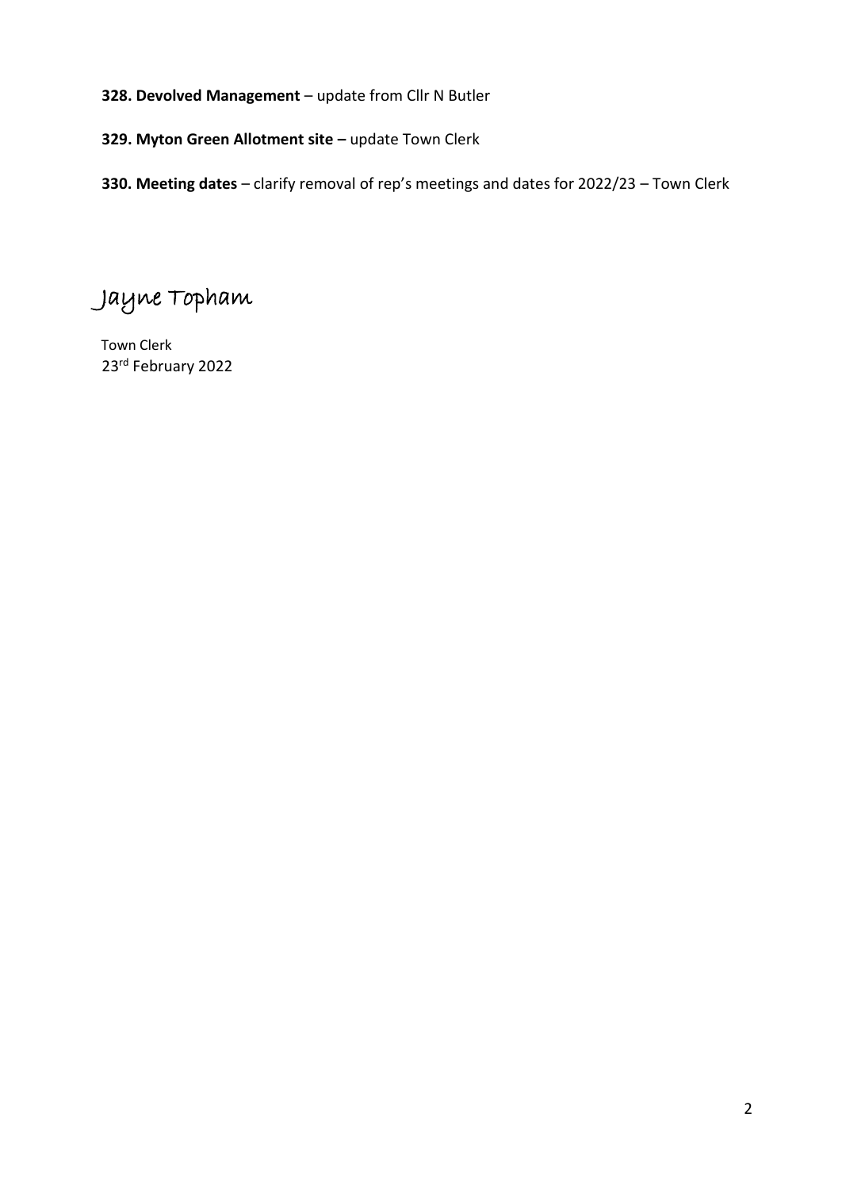**328. Devolved Management** – update from Cllr N Butler

**329. Myton Green Allotment site –** update Town Clerk

**330. Meeting dates** – clarify removal of rep's meetings and dates for 2022/23 – Town Clerk

Jayne Topham

Town Clerk
23rd February 2022